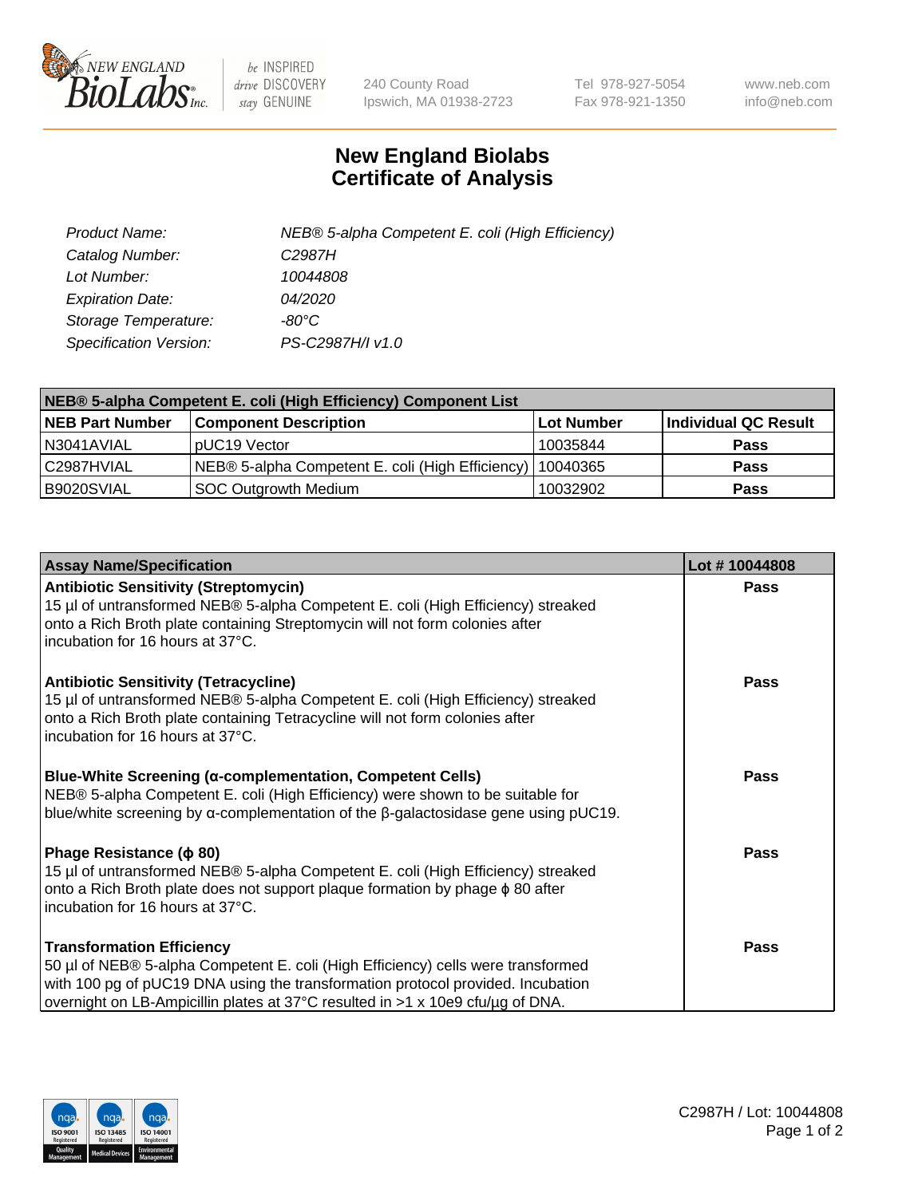# New England Biolabs
# Certificate of Analysis

| | |
|---|---|
| *Product Name:* | *NEB® 5-alpha Competent E. coli (High Efficiency)* |
| *Catalog Number:* | *C2987H* |
| *Lot Number:* | *10044808* |
| *Expiration Date:* | *04/2020* |
| *Storage Temperature:* | *-80°C* |
| *Specification Version:* | *PS-C2987H/I v1.0* |

| NEB® 5-alpha Competent E. coli (High Efficiency) Component List | | | |
|---|---|---|---|
| **NEB Part Number** | **Component Description** | **Lot Number** | **Individual QC Result** |
| N3041AVIAL | pUC19 Vector | 10035844 | **Pass** |
| C2987HVIAL | NEB® 5-alpha Competent E. coli (High Efficiency) | 10040365 | **Pass** |
| B9020SVIAL | SOC Outgrowth Medium | 10032902 | **Pass** |

| Assay Name/Specification | Lot # 10044808 |
|---|---|
| **Antibiotic Sensitivity (Streptomycin)**<br>15 µl of untransformed NEB® 5-alpha Competent E. coli (High Efficiency) streaked onto a Rich Broth plate containing Streptomycin will not form colonies after incubation for 16 hours at 37°C. | **Pass** |
| **Antibiotic Sensitivity (Tetracycline)**<br>15 µl of untransformed NEB® 5-alpha Competent E. coli (High Efficiency) streaked onto a Rich Broth plate containing Tetracycline will not form colonies after incubation for 16 hours at 37°C. | **Pass** |
| **Blue-White Screening (α-complementation, Competent Cells)**<br>NEB® 5-alpha Competent E. coli (High Efficiency) were shown to be suitable for blue/white screening by α-complementation of the β-galactosidase gene using pUC19. | **Pass** |
| **Phage Resistance (ϕ 80)**<br>15 µl of untransformed NEB® 5-alpha Competent E. coli (High Efficiency) streaked onto a Rich Broth plate does not support plaque formation by phage ϕ 80 after incubation for 16 hours at 37°C. | **Pass** |
| **Transformation Efficiency**<br>50 µl of NEB® 5-alpha Competent E. coli (High Efficiency) cells were transformed with 100 pg of pUC19 DNA using the transformation protocol provided. Incubation overnight on LB-Ampicillin plates at 37°C resulted in >1 x 10e9 cfu/µg of DNA. | **Pass** |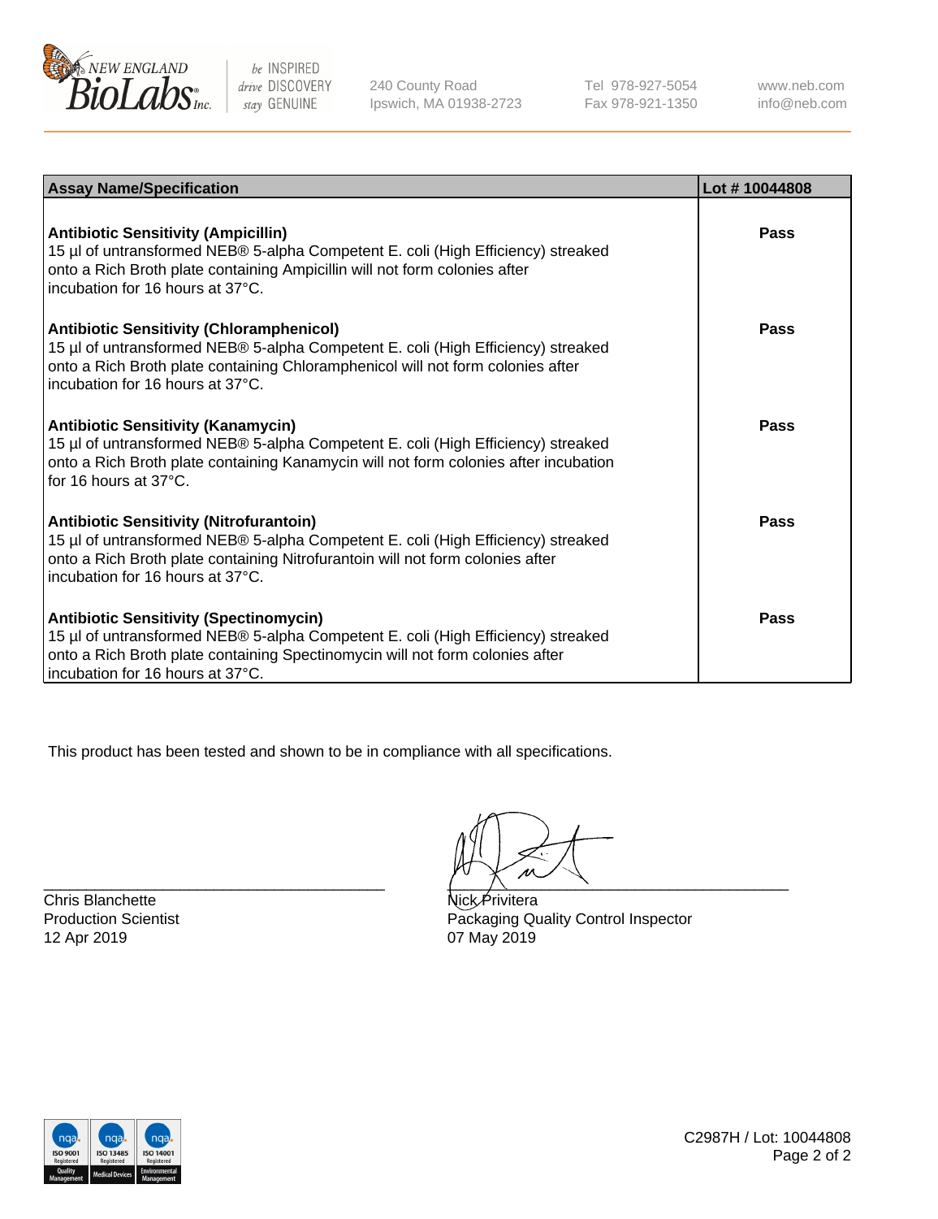| Assay Name/Specification | Lot # 10044808 |
|---|---|
| **Antibiotic Sensitivity (Ampicillin)**<br>15 µl of untransformed NEB® 5-alpha Competent E. coli (High Efficiency) streaked onto a Rich Broth plate containing Ampicillin will not form colonies after incubation for 16 hours at 37°C. | **Pass** |
| **Antibiotic Sensitivity (Chloramphenicol)**<br>15 µl of untransformed NEB® 5-alpha Competent E. coli (High Efficiency) streaked onto a Rich Broth plate containing Chloramphenicol will not form colonies after incubation for 16 hours at 37°C. | **Pass** |
| **Antibiotic Sensitivity (Kanamycin)**<br>15 µl of untransformed NEB® 5-alpha Competent E. coli (High Efficiency) streaked onto a Rich Broth plate containing Kanamycin will not form colonies after incubation for 16 hours at 37°C. | **Pass** |
| **Antibiotic Sensitivity (Nitrofurantoin)**<br>15 µl of untransformed NEB® 5-alpha Competent E. coli (High Efficiency) streaked onto a Rich Broth plate containing Nitrofurantoin will not form colonies after incubation for 16 hours at 37°C. | **Pass** |
| **Antibiotic Sensitivity (Spectinomycin)**<br>15 µl of untransformed NEB® 5-alpha Competent E. coli (High Efficiency) streaked onto a Rich Broth plate containing Spectinomycin will not form colonies after incubation for 16 hours at 37°C. | **Pass** |

This product has been tested and shown to be in compliance with all specifications.

Chris Blanchette
Production Scientist
12 Apr 2019

Nick Privitera
Packaging Quality Control Inspector
07 May 2019

C2987H / Lot: 10044808